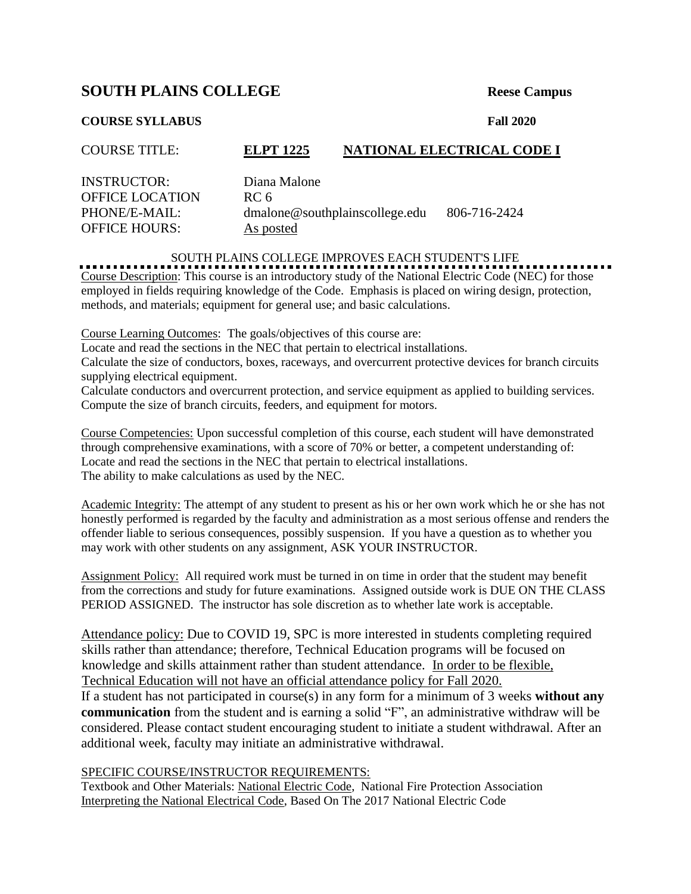# SOUTH PLAINS COLLEGE

**Reese Campus**

**COURSE SYLLABUS** **Fall 2020**

COURSE TITLE: **ELPT 1225 NATIONAL ELECTRICAL CODE I**

INSTRUCTOR: Diana Malone
OFFICE LOCATION RC 6
PHONE/E-MAIL: dmalone@southplainscollege.edu 806-716-2424
OFFICE HOURS: As posted

SOUTH PLAINS COLLEGE IMPROVES EACH STUDENT'S LIFE

Course Description: This course is an introductory study of the National Electric Code (NEC) for those employed in fields requiring knowledge of the Code. Emphasis is placed on wiring design, protection, methods, and materials; equipment for general use; and basic calculations.

Course Learning Outcomes: The goals/objectives of this course are:
Locate and read the sections in the NEC that pertain to electrical installations.
Calculate the size of conductors, boxes, raceways, and overcurrent protective devices for branch circuits supplying electrical equipment.
Calculate conductors and overcurrent protection, and service equipment as applied to building services.
Compute the size of branch circuits, feeders, and equipment for motors.

Course Competencies: Upon successful completion of this course, each student will have demonstrated through comprehensive examinations, with a score of 70% or better, a competent understanding of:
Locate and read the sections in the NEC that pertain to electrical installations.
The ability to make calculations as used by the NEC.

Academic Integrity: The attempt of any student to present as his or her own work which he or she has not honestly performed is regarded by the faculty and administration as a most serious offense and renders the offender liable to serious consequences, possibly suspension. If you have a question as to whether you may work with other students on any assignment, ASK YOUR INSTRUCTOR.

Assignment Policy: All required work must be turned in on time in order that the student may benefit from the corrections and study for future examinations. Assigned outside work is DUE ON THE CLASS PERIOD ASSIGNED. The instructor has sole discretion as to whether late work is acceptable.

Attendance policy: Due to COVID 19, SPC is more interested in students completing required skills rather than attendance; therefore, Technical Education programs will be focused on knowledge and skills attainment rather than student attendance. In order to be flexible, Technical Education will not have an official attendance policy for Fall 2020.
If a student has not participated in course(s) in any form for a minimum of 3 weeks **without any communication** from the student and is earning a solid "F", an administrative withdraw will be considered. Please contact student encouraging student to initiate a student withdrawal. After an additional week, faculty may initiate an administrative withdrawal.

SPECIFIC COURSE/INSTRUCTOR REQUIREMENTS:
Textbook and Other Materials: National Electric Code, National Fire Protection Association
Interpreting the National Electrical Code, Based On The 2017 National Electric Code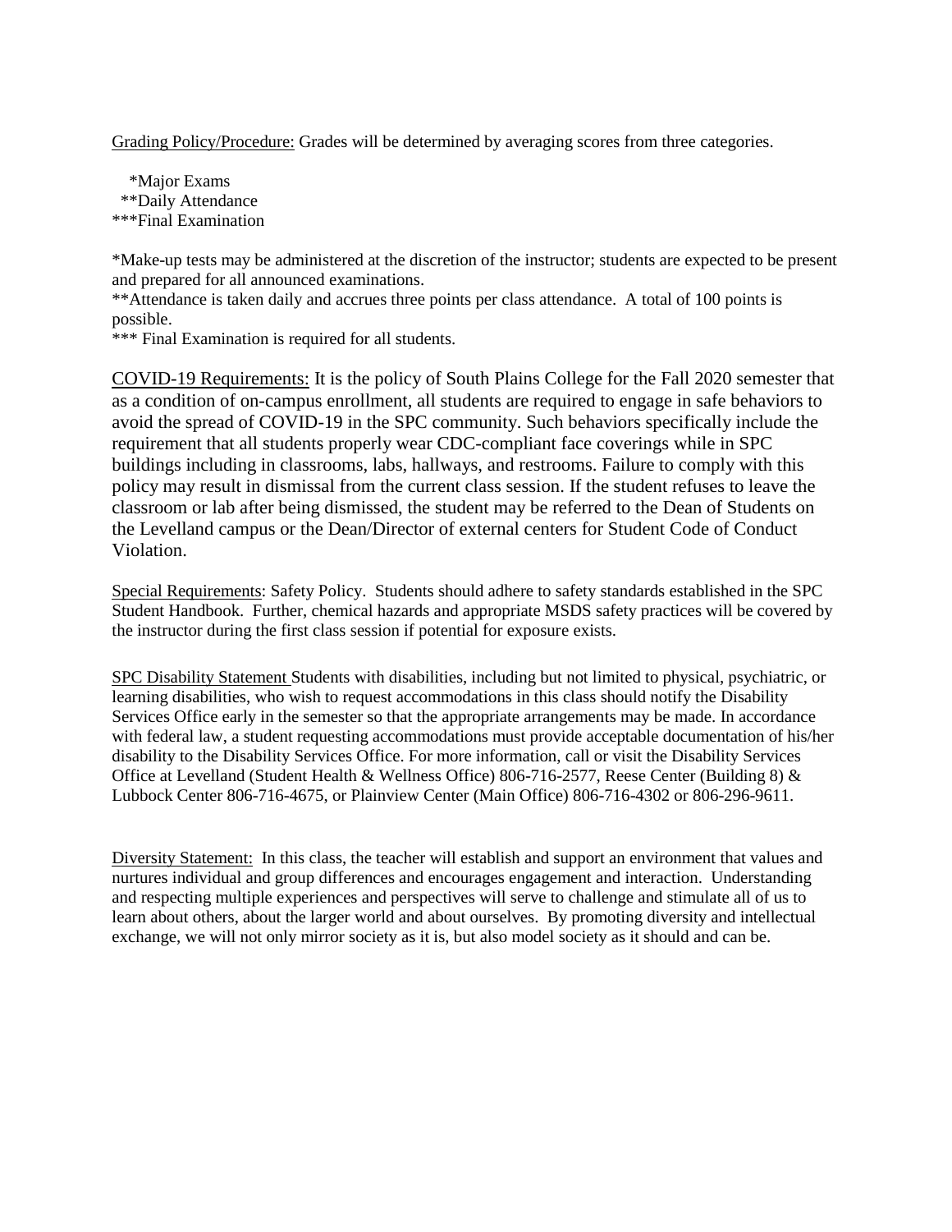Grading Policy/Procedure: Grades will be determined by averaging scores from three categories.

*Major Exams
**Daily Attendance
***Final Examination

*Make-up tests may be administered at the discretion of the instructor; students are expected to be present and prepared for all announced examinations.
**Attendance is taken daily and accrues three points per class attendance. A total of 100 points is possible.
*** Final Examination is required for all students.

COVID-19 Requirements: It is the policy of South Plains College for the Fall 2020 semester that as a condition of on-campus enrollment, all students are required to engage in safe behaviors to avoid the spread of COVID-19 in the SPC community. Such behaviors specifically include the requirement that all students properly wear CDC-compliant face coverings while in SPC buildings including in classrooms, labs, hallways, and restrooms. Failure to comply with this policy may result in dismissal from the current class session. If the student refuses to leave the classroom or lab after being dismissed, the student may be referred to the Dean of Students on the Levelland campus or the Dean/Director of external centers for Student Code of Conduct Violation.

Special Requirements: Safety Policy. Students should adhere to safety standards established in the SPC Student Handbook. Further, chemical hazards and appropriate MSDS safety practices will be covered by the instructor during the first class session if potential for exposure exists.

SPC Disability Statement Students with disabilities, including but not limited to physical, psychiatric, or learning disabilities, who wish to request accommodations in this class should notify the Disability Services Office early in the semester so that the appropriate arrangements may be made. In accordance with federal law, a student requesting accommodations must provide acceptable documentation of his/her disability to the Disability Services Office. For more information, call or visit the Disability Services Office at Levelland (Student Health & Wellness Office) 806-716-2577, Reese Center (Building 8) & Lubbock Center 806-716-4675, or Plainview Center (Main Office) 806-716-4302 or 806-296-9611.

Diversity Statement: In this class, the teacher will establish and support an environment that values and nurtures individual and group differences and encourages engagement and interaction. Understanding and respecting multiple experiences and perspectives will serve to challenge and stimulate all of us to learn about others, about the larger world and about ourselves. By promoting diversity and intellectual exchange, we will not only mirror society as it is, but also model society as it should and can be.